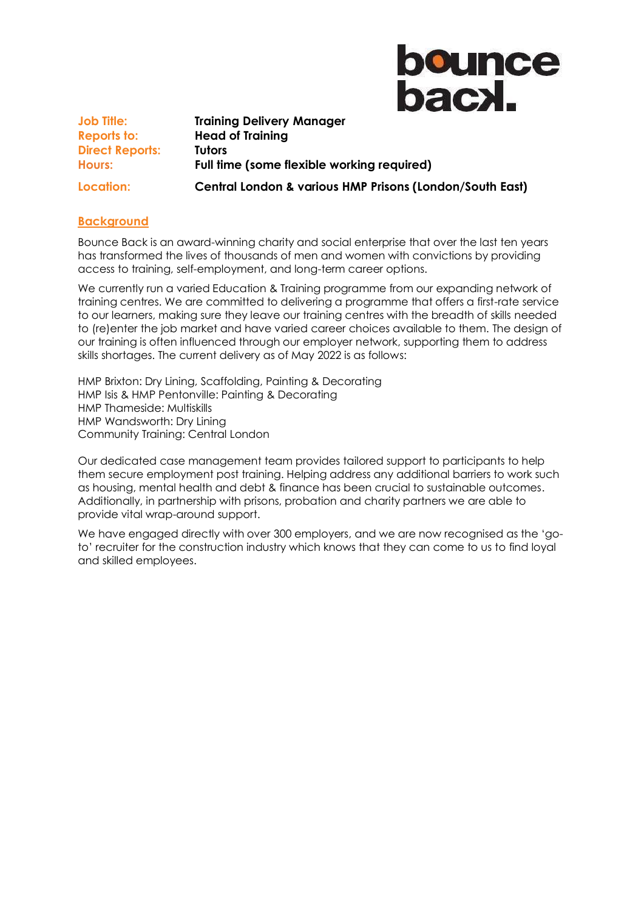**Job Title:** Training Delivery Manager
**Reports to:** Head of Training
**Direct Reports:** Tutors
**Hours:** Full time (some flexible working required)
**Location:** Central London & various HMP Prisons (London/South East)

## Background

Bounce Back is an award-winning charity and social enterprise that over the last ten years has transformed the lives of thousands of men and women with convictions by providing access to training, self-employment, and long-term career options.

We currently run a varied Education & Training programme from our expanding network of training centres. We are committed to delivering a programme that offers a first-rate service to our learners, making sure they leave our training centres with the breadth of skills needed to (re)enter the job market and have varied career choices available to them. The design of our training is often influenced through our employer network, supporting them to address skills shortages. The current delivery as of May 2022 is as follows:

HMP Brixton: Dry Lining, Scaffolding, Painting & Decorating
HMP Isis & HMP Pentonville: Painting & Decorating
HMP Thameside: Multiskills
HMP Wandsworth: Dry Lining
Community Training: Central London

Our dedicated case management team provides tailored support to participants to help them secure employment post training. Helping address any additional barriers to work such as housing, mental health and debt & finance has been crucial to sustainable outcomes. Additionally, in partnership with prisons, probation and charity partners we are able to provide vital wrap-around support.

We have engaged directly with over 300 employers, and we are now recognised as the 'go-to' recruiter for the construction industry which knows that they can come to us to find loyal and skilled employees.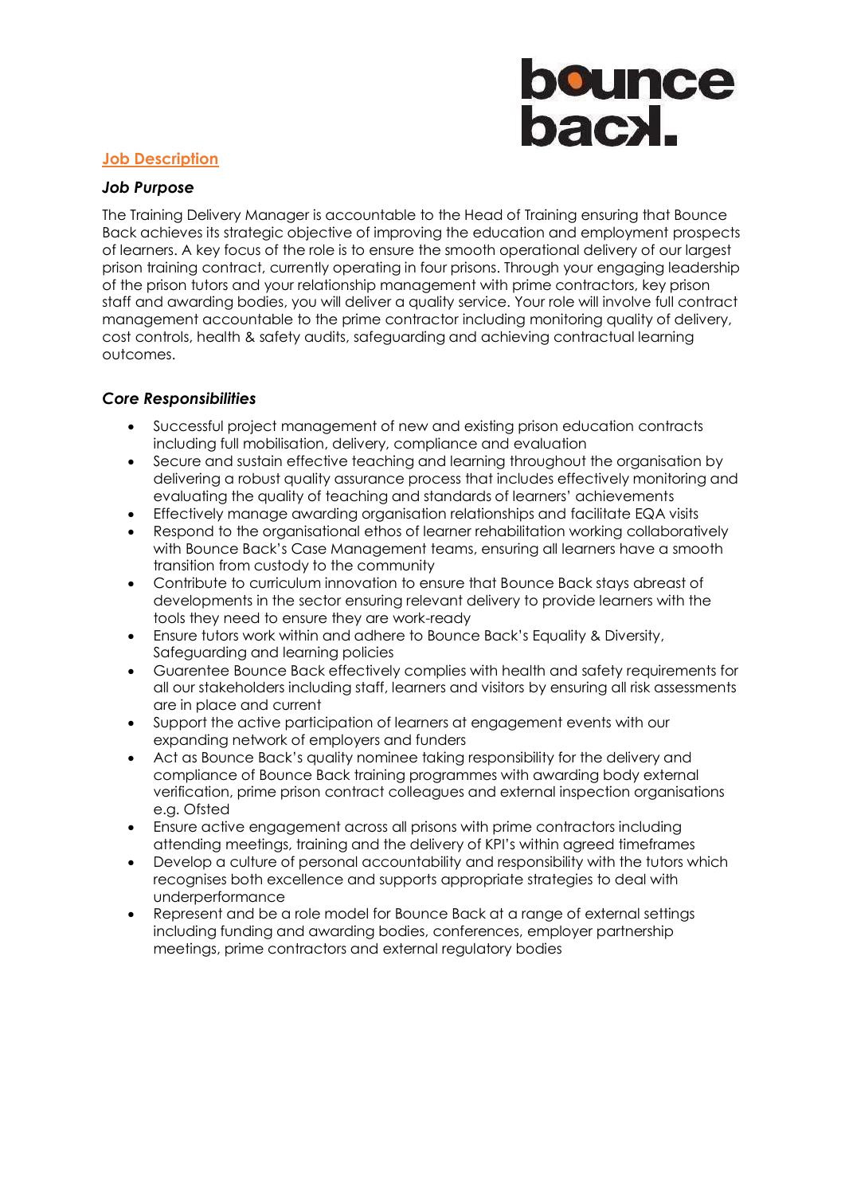## Job Description

### *Job Purpose*

The Training Delivery Manager is accountable to the Head of Training ensuring that Bounce Back achieves its strategic objective of improving the education and employment prospects of learners. A key focus of the role is to ensure the smooth operational delivery of our largest prison training contract, currently operating in four prisons. Through your engaging leadership of the prison tutors and your relationship management with prime contractors, key prison staff and awarding bodies, you will deliver a quality service. Your role will involve full contract management accountable to the prime contractor including monitoring quality of delivery, cost controls, health & safety audits, safeguarding and achieving contractual learning outcomes.

### *Core Responsibilities*

- Successful project management of new and existing prison education contracts including full mobilisation, delivery, compliance and evaluation
- Secure and sustain effective teaching and learning throughout the organisation by delivering a robust quality assurance process that includes effectively monitoring and evaluating the quality of teaching and standards of learners' achievements
- Effectively manage awarding organisation relationships and facilitate EQA visits
- Respond to the organisational ethos of learner rehabilitation working collaboratively with Bounce Back's Case Management teams, ensuring all learners have a smooth transition from custody to the community
- Contribute to curriculum innovation to ensure that Bounce Back stays abreast of developments in the sector ensuring relevant delivery to provide learners with the tools they need to ensure they are work-ready
- Ensure tutors work within and adhere to Bounce Back's Equality & Diversity, Safeguarding and learning policies
- Guarentee Bounce Back effectively complies with health and safety requirements for all our stakeholders including staff, learners and visitors by ensuring all risk assessments are in place and current
- Support the active participation of learners at engagement events with our expanding network of employers and funders
- Act as Bounce Back's quality nominee taking responsibility for the delivery and compliance of Bounce Back training programmes with awarding body external verification, prime prison contract colleagues and external inspection organisations e.g. Ofsted
- Ensure active engagement across all prisons with prime contractors including attending meetings, training and the delivery of KPI's within agreed timeframes
- Develop a culture of personal accountability and responsibility with the tutors which recognises both excellence and supports appropriate strategies to deal with underperformance
- Represent and be a role model for Bounce Back at a range of external settings including funding and awarding bodies, conferences, employer partnership meetings, prime contractors and external regulatory bodies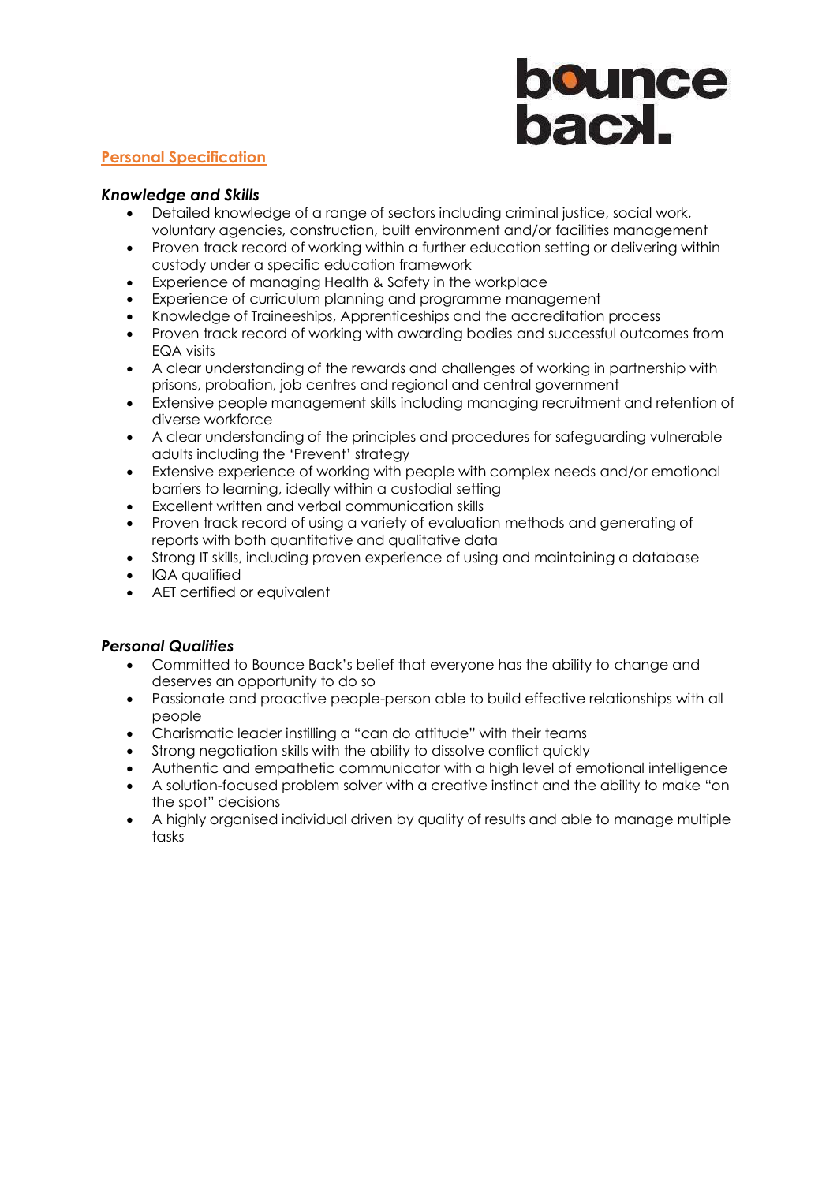## Personal Specification

### *Knowledge and Skills*

- Detailed knowledge of a range of sectors including criminal justice, social work, voluntary agencies, construction, built environment and/or facilities management
- Proven track record of working within a further education setting or delivering within custody under a specific education framework
- Experience of managing Health & Safety in the workplace
- Experience of curriculum planning and programme management
- Knowledge of Traineeships, Apprenticeships and the accreditation process
- Proven track record of working with awarding bodies and successful outcomes from EQA visits
- A clear understanding of the rewards and challenges of working in partnership with prisons, probation, job centres and regional and central government
- Extensive people management skills including managing recruitment and retention of diverse workforce
- A clear understanding of the principles and procedures for safeguarding vulnerable adults including the 'Prevent' strategy
- Extensive experience of working with people with complex needs and/or emotional barriers to learning, ideally within a custodial setting
- Excellent written and verbal communication skills
- Proven track record of using a variety of evaluation methods and generating of reports with both quantitative and qualitative data
- Strong IT skills, including proven experience of using and maintaining a database
- IQA qualified
- AET certified or equivalent

### *Personal Qualities*

- Committed to Bounce Back's belief that everyone has the ability to change and deserves an opportunity to do so
- Passionate and proactive people-person able to build effective relationships with all people
- Charismatic leader instilling a "can do attitude" with their teams
- Strong negotiation skills with the ability to dissolve conflict quickly
- Authentic and empathetic communicator with a high level of emotional intelligence
- A solution-focused problem solver with a creative instinct and the ability to make "on the spot" decisions
- A highly organised individual driven by quality of results and able to manage multiple tasks